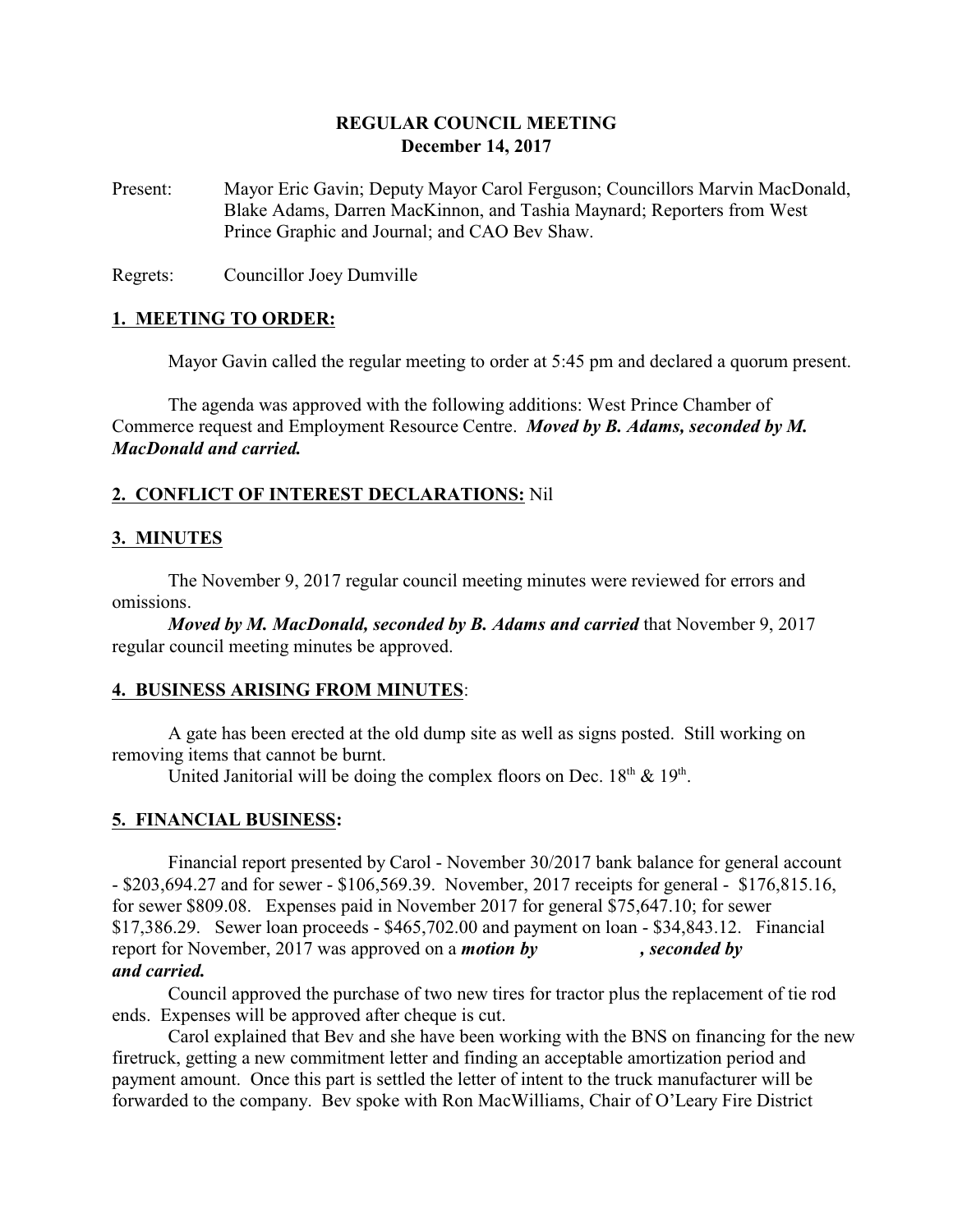# REGULAR COUNCIL MEETING
## December 14, 2017

Present: Mayor Eric Gavin; Deputy Mayor Carol Ferguson; Councillors Marvin MacDonald, Blake Adams, Darren MacKinnon, and Tashia Maynard; Reporters from West Prince Graphic and Journal; and CAO Bev Shaw.

Regrets: Councillor Joey Dumville

### 1. MEETING TO ORDER:

Mayor Gavin called the regular meeting to order at 5:45 pm and declared a quorum present.

The agenda was approved with the following additions: West Prince Chamber of Commerce request and Employment Resource Centre. ***Moved by B. Adams, seconded by M. MacDonald and carried.***

### 2. CONFLICT OF INTEREST DECLARATIONS: Nil

### 3. MINUTES

The November 9, 2017 regular council meeting minutes were reviewed for errors and omissions.

***Moved by M. MacDonald, seconded by B. Adams and carried*** that November 9, 2017 regular council meeting minutes be approved.

### 4. BUSINESS ARISING FROM MINUTES:

A gate has been erected at the old dump site as well as signs posted. Still working on removing items that cannot be burnt.

United Janitorial will be doing the complex floors on Dec. 18th & 19th.

### 5. FINANCIAL BUSINESS:

Financial report presented by Carol - November 30/2017 bank balance for general account - $203,694.27 and for sewer - $106,569.39. November, 2017 receipts for general - $176,815.16, for sewer $809.08. Expenses paid in November 2017 for general $75,647.10; for sewer $17,386.29. Sewer loan proceeds - $465,702.00 and payment on loan - $34,843.12. Financial report for November, 2017 was approved on a ***motion by , seconded by and carried.***

Council approved the purchase of two new tires for tractor plus the replacement of tie rod ends. Expenses will be approved after cheque is cut.

Carol explained that Bev and she have been working with the BNS on financing for the new firetruck, getting a new commitment letter and finding an acceptable amortization period and payment amount. Once this part is settled the letter of intent to the truck manufacturer will be forwarded to the company. Bev spoke with Ron MacWilliams, Chair of O'Leary Fire District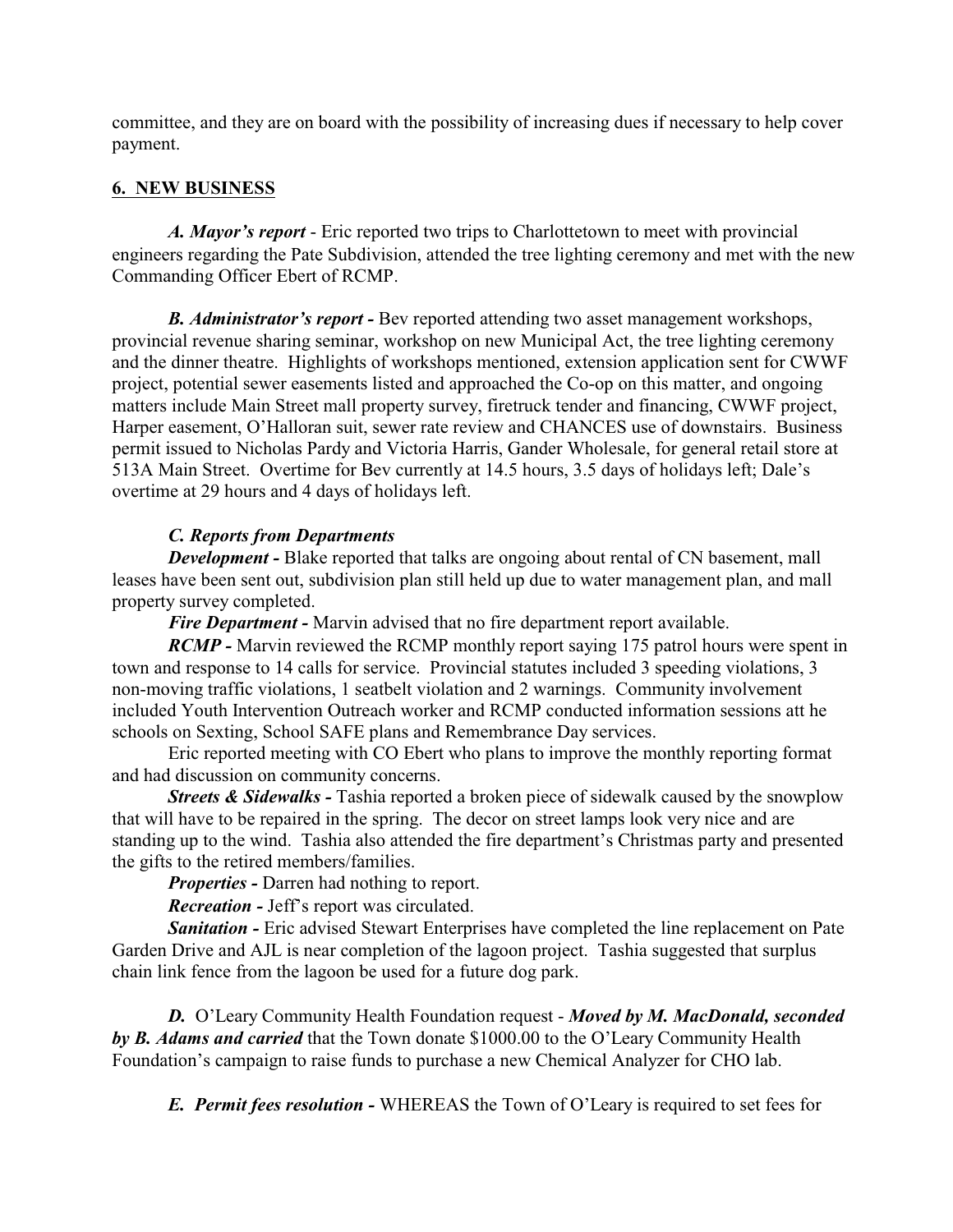committee, and they are on board with the possibility of increasing dues if necessary to help cover payment.

## 6. NEW BUSINESS

***A. Mayor's report*** - Eric reported two trips to Charlottetown to meet with provincial engineers regarding the Pate Subdivision, attended the tree lighting ceremony and met with the new Commanding Officer Ebert of RCMP.

***B. Administrator's report -*** Bev reported attending two asset management workshops, provincial revenue sharing seminar, workshop on new Municipal Act, the tree lighting ceremony and the dinner theatre. Highlights of workshops mentioned, extension application sent for CWWF project, potential sewer easements listed and approached the Co-op on this matter, and ongoing matters include Main Street mall property survey, firetruck tender and financing, CWWF project, Harper easement, O'Halloran suit, sewer rate review and CHANCES use of downstairs. Business permit issued to Nicholas Pardy and Victoria Harris, Gander Wholesale, for general retail store at 513A Main Street. Overtime for Bev currently at 14.5 hours, 3.5 days of holidays left; Dale's overtime at 29 hours and 4 days of holidays left.

***C. Reports from Departments***

***Development -*** Blake reported that talks are ongoing about rental of CN basement, mall leases have been sent out, subdivision plan still held up due to water management plan, and mall property survey completed.

***Fire Department -*** Marvin advised that no fire department report available.

***RCMP -*** Marvin reviewed the RCMP monthly report saying 175 patrol hours were spent in town and response to 14 calls for service. Provincial statutes included 3 speeding violations, 3 non-moving traffic violations, 1 seatbelt violation and 2 warnings. Community involvement included Youth Intervention Outreach worker and RCMP conducted information sessions att he schools on Sexting, School SAFE plans and Remembrance Day services.

Eric reported meeting with CO Ebert who plans to improve the monthly reporting format and had discussion on community concerns.

***Streets & Sidewalks -*** Tashia reported a broken piece of sidewalk caused by the snowplow that will have to be repaired in the spring. The decor on street lamps look very nice and are standing up to the wind. Tashia also attended the fire department's Christmas party and presented the gifts to the retired members/families.

***Properties -*** Darren had nothing to report.

***Recreation -*** Jeff's report was circulated.

***Sanitation -*** Eric advised Stewart Enterprises have completed the line replacement on Pate Garden Drive and AJL is near completion of the lagoon project. Tashia suggested that surplus chain link fence from the lagoon be used for a future dog park.

***D.*** O'Leary Community Health Foundation request - ***Moved by M. MacDonald, seconded by B. Adams and carried*** that the Town donate $1000.00 to the O'Leary Community Health Foundation's campaign to raise funds to purchase a new Chemical Analyzer for CHO lab.

***E. Permit fees resolution -*** WHEREAS the Town of O'Leary is required to set fees for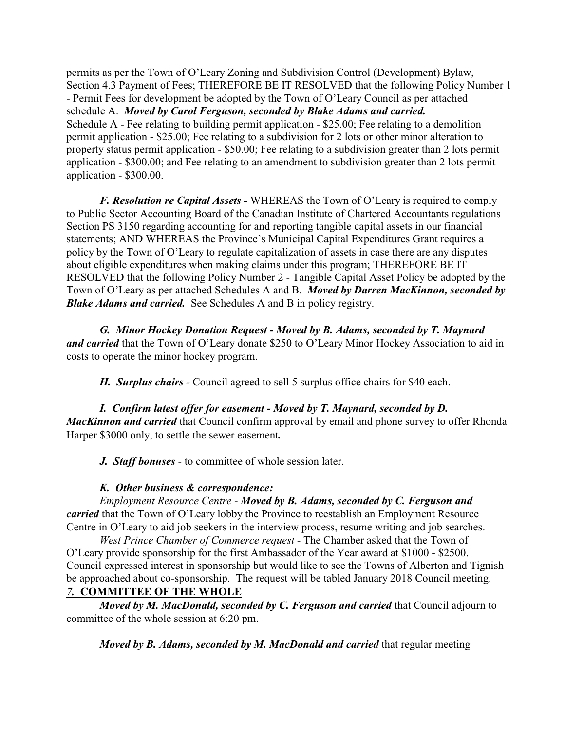permits as per the Town of O'Leary Zoning and Subdivision Control (Development) Bylaw, Section 4.3 Payment of Fees; THEREFORE BE IT RESOLVED that the following Policy Number 1 - Permit Fees for development be adopted by the Town of O'Leary Council as per attached schedule A. ***Moved by Carol Ferguson, seconded by Blake Adams and carried.***
Schedule A - Fee relating to building permit application - $25.00; Fee relating to a demolition permit application - $25.00; Fee relating to a subdivision for 2 lots or other minor alteration to property status permit application - $50.00; Fee relating to a subdivision greater than 2 lots permit application - $300.00; and Fee relating to an amendment to subdivision greater than 2 lots permit application - $300.00.

***F. Resolution re Capital Assets -*** WHEREAS the Town of O'Leary is required to comply to Public Sector Accounting Board of the Canadian Institute of Chartered Accountants regulations Section PS 3150 regarding accounting for and reporting tangible capital assets in our financial statements; AND WHEREAS the Province's Municipal Capital Expenditures Grant requires a policy by the Town of O'Leary to regulate capitalization of assets in case there are any disputes about eligible expenditures when making claims under this program; THEREFORE BE IT RESOLVED that the following Policy Number 2 - Tangible Capital Asset Policy be adopted by the Town of O'Leary as per attached Schedules A and B. ***Moved by Darren MacKinnon, seconded by Blake Adams and carried.*** See Schedules A and B in policy registry.

***G. Minor Hockey Donation Request - Moved by B. Adams, seconded by T. Maynard and carried*** that the Town of O'Leary donate $250 to O'Leary Minor Hockey Association to aid in costs to operate the minor hockey program.

***H. Surplus chairs -*** Council agreed to sell 5 surplus office chairs for $40 each.

***I. Confirm latest offer for easement - Moved by T. Maynard, seconded by D. MacKinnon and carried*** that Council confirm approval by email and phone survey to offer Rhonda Harper $3000 only, to settle the sewer easement.

***J. Staff bonuses*** - to committee of whole session later.

***K. Other business & correspondence:***

*Employment Resource Centre -* ***Moved by B. Adams, seconded by C. Ferguson and carried*** that the Town of O'Leary lobby the Province to reestablish an Employment Resource Centre in O'Leary to aid job seekers in the interview process, resume writing and job searches.

*West Prince Chamber of Commerce request -* The Chamber asked that the Town of O'Leary provide sponsorship for the first Ambassador of the Year award at $1000 - $2500. Council expressed interest in sponsorship but would like to see the Towns of Alberton and Tignish be approached about co-sponsorship. The request will be tabled January 2018 Council meeting.

## *7.* COMMITTEE OF THE WHOLE

***Moved by M. MacDonald, seconded by C. Ferguson and carried*** that Council adjourn to committee of the whole session at 6:20 pm.

***Moved by B. Adams, seconded by M. MacDonald and carried*** that regular meeting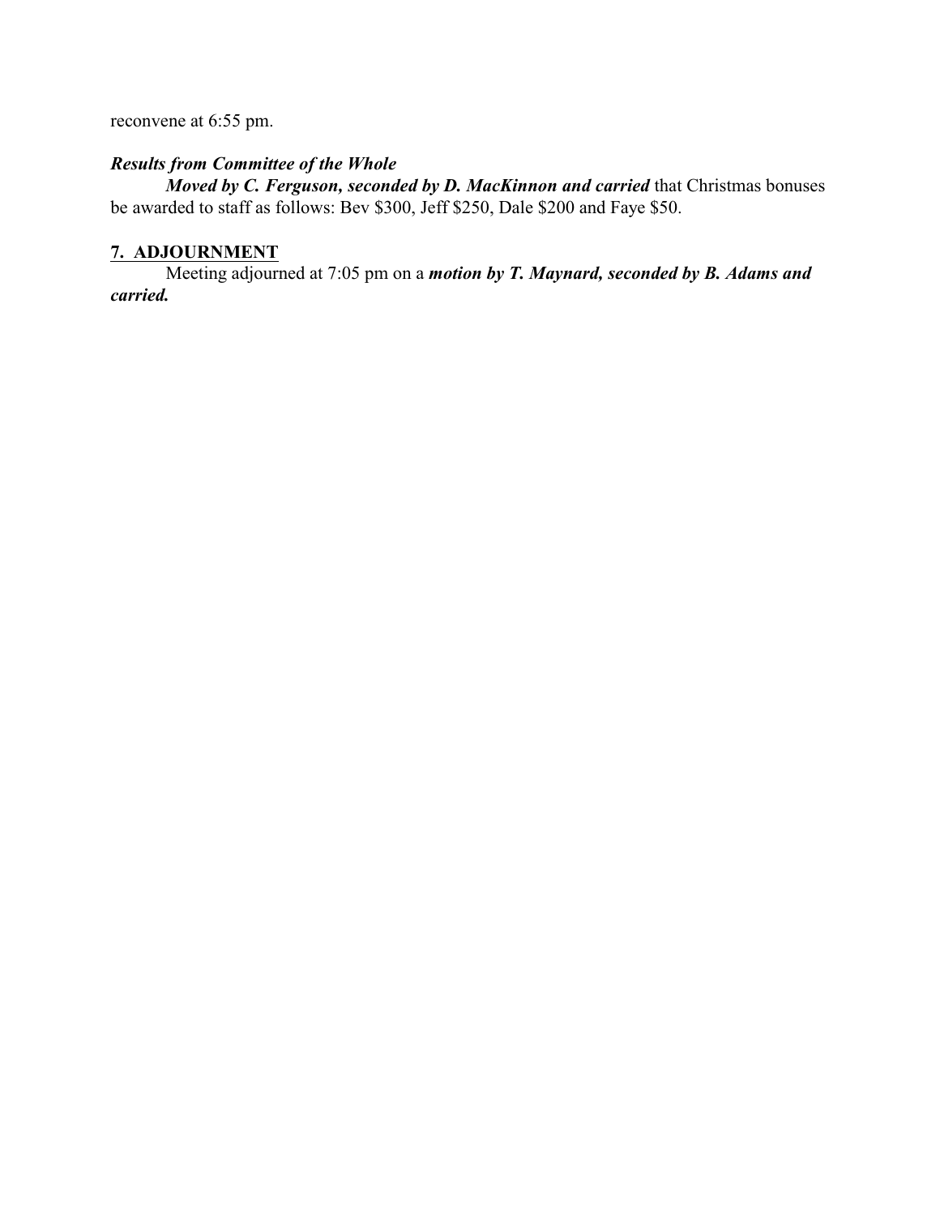reconvene at 6:55 pm.

***Results from Committee of the Whole***

***Moved by C. Ferguson, seconded by D. MacKinnon and carried*** that Christmas bonuses be awarded to staff as follows: Bev $300, Jeff $250, Dale $200 and Faye $50.

## 7. ADJOURNMENT

Meeting adjourned at 7:05 pm on a ***motion by T. Maynard, seconded by B. Adams and carried.***